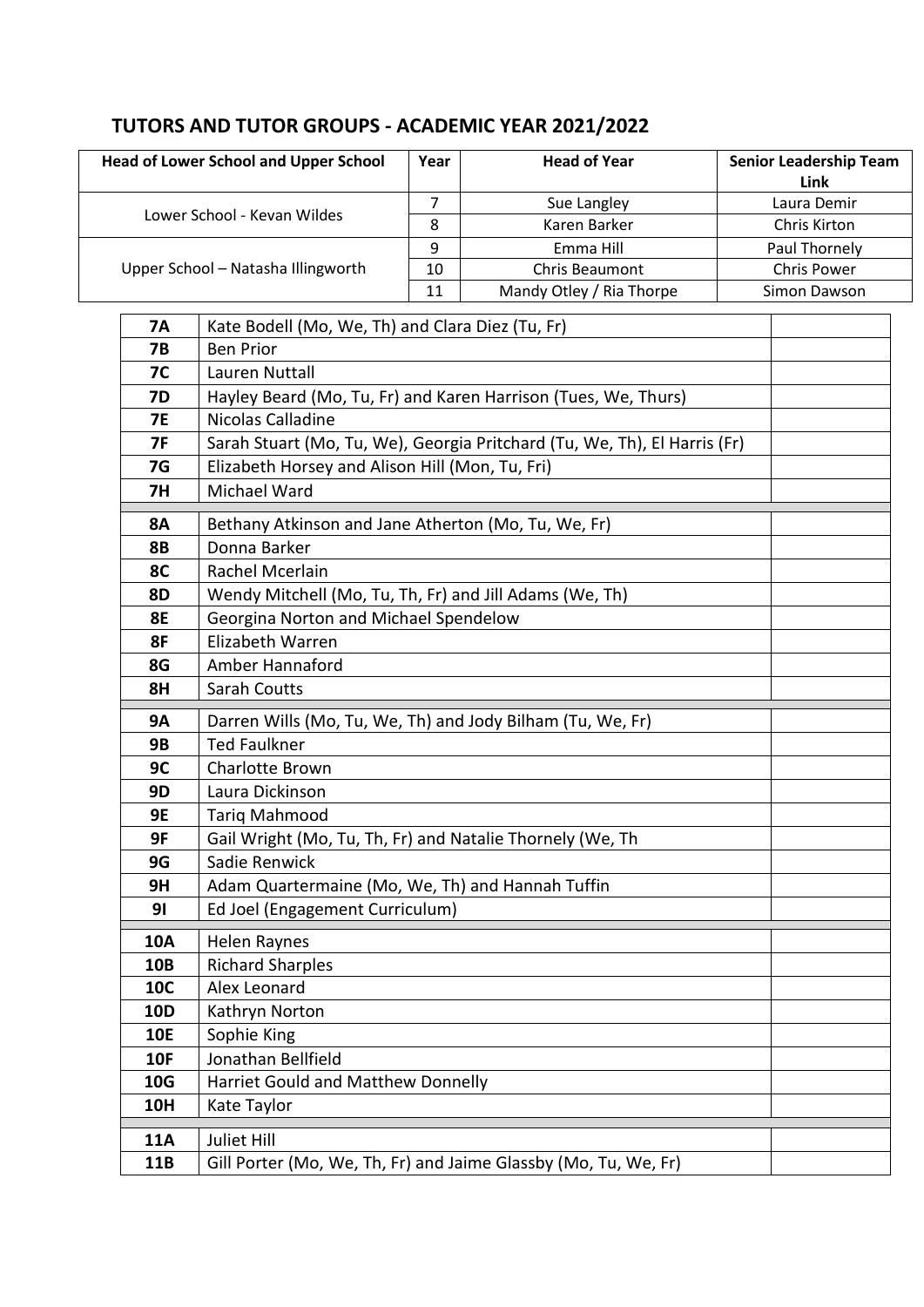## TUTORS AND TUTOR GROUPS - ACADEMIC YEAR 2021/2022

| Head of Lower School and Upper School | Year | Head of Year | Senior Leadership Team Link |
|---|---|---|---|
| Lower School - Kevan Wildes | 7 | Sue Langley | Laura Demir |
| | 8 | Karen Barker | Chris Kirton |
| Upper School – Natasha Illingworth | 9 | Emma Hill | Paul Thornely |
| | 10 | Chris Beaumont | Chris Power |
| | 11 | Mandy Otley / Ria Thorpe | Simon Dawson |

| | | |
|---|---|---|
| **7A** | Kate Bodell (Mo, We, Th) and Clara Diez (Tu, Fr) | |
| **7B** | Ben Prior | |
| **7C** | Lauren Nuttall | |
| **7D** | Hayley Beard (Mo, Tu, Fr) and Karen Harrison (Tues, We, Thurs) | |
| **7E** | Nicolas Calladine | |
| **7F** | Sarah Stuart (Mo, Tu, We), Georgia Pritchard (Tu, We, Th), El Harris (Fr) | |
| **7G** | Elizabeth Horsey and Alison Hill (Mon, Tu, Fri) | |
| **7H** | Michael Ward | |
| **8A** | Bethany Atkinson and Jane Atherton (Mo, Tu, We, Fr) | |
| **8B** | Donna Barker | |
| **8C** | Rachel Mcerlain | |
| **8D** | Wendy Mitchell (Mo, Tu, Th, Fr) and Jill Adams (We, Th) | |
| **8E** | Georgina Norton and Michael Spendelow | |
| **8F** | Elizabeth Warren | |
| **8G** | Amber Hannaford | |
| **8H** | Sarah Coutts | |
| **9A** | Darren Wills (Mo, Tu, We, Th) and Jody Bilham (Tu, We, Fr) | |
| **9B** | Ted Faulkner | |
| **9C** | Charlotte Brown | |
| **9D** | Laura Dickinson | |
| **9E** | Tariq Mahmood | |
| **9F** | Gail Wright (Mo, Tu, Th, Fr) and Natalie Thornely (We, Th | |
| **9G** | Sadie Renwick | |
| **9H** | Adam Quartermaine (Mo, We, Th) and Hannah Tuffin | |
| **9I** | Ed Joel (Engagement Curriculum) | |
| **10A** | Helen Raynes | |
| **10B** | Richard Sharples | |
| **10C** | Alex Leonard | |
| **10D** | Kathryn Norton | |
| **10E** | Sophie King | |
| **10F** | Jonathan Bellfield | |
| **10G** | Harriet Gould and Matthew Donnelly | |
| **10H** | Kate Taylor | |
| **11A** | Juliet Hill | |
| **11B** | Gill Porter (Mo, We, Th, Fr) and Jaime Glassby (Mo, Tu, We, Fr) | |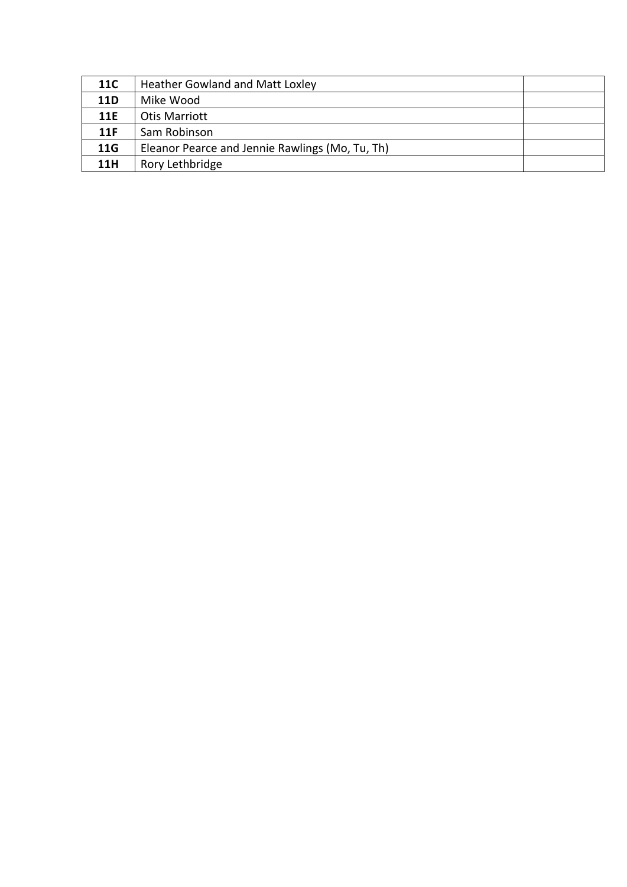| | | |
|---|---|---|
| **11C** | Heather Gowland and Matt Loxley | |
| **11D** | Mike Wood | |
| **11E** | Otis Marriott | |
| **11F** | Sam Robinson | |
| **11G** | Eleanor Pearce and Jennie Rawlings (Mo, Tu, Th) | |
| **11H** | Rory Lethbridge | |